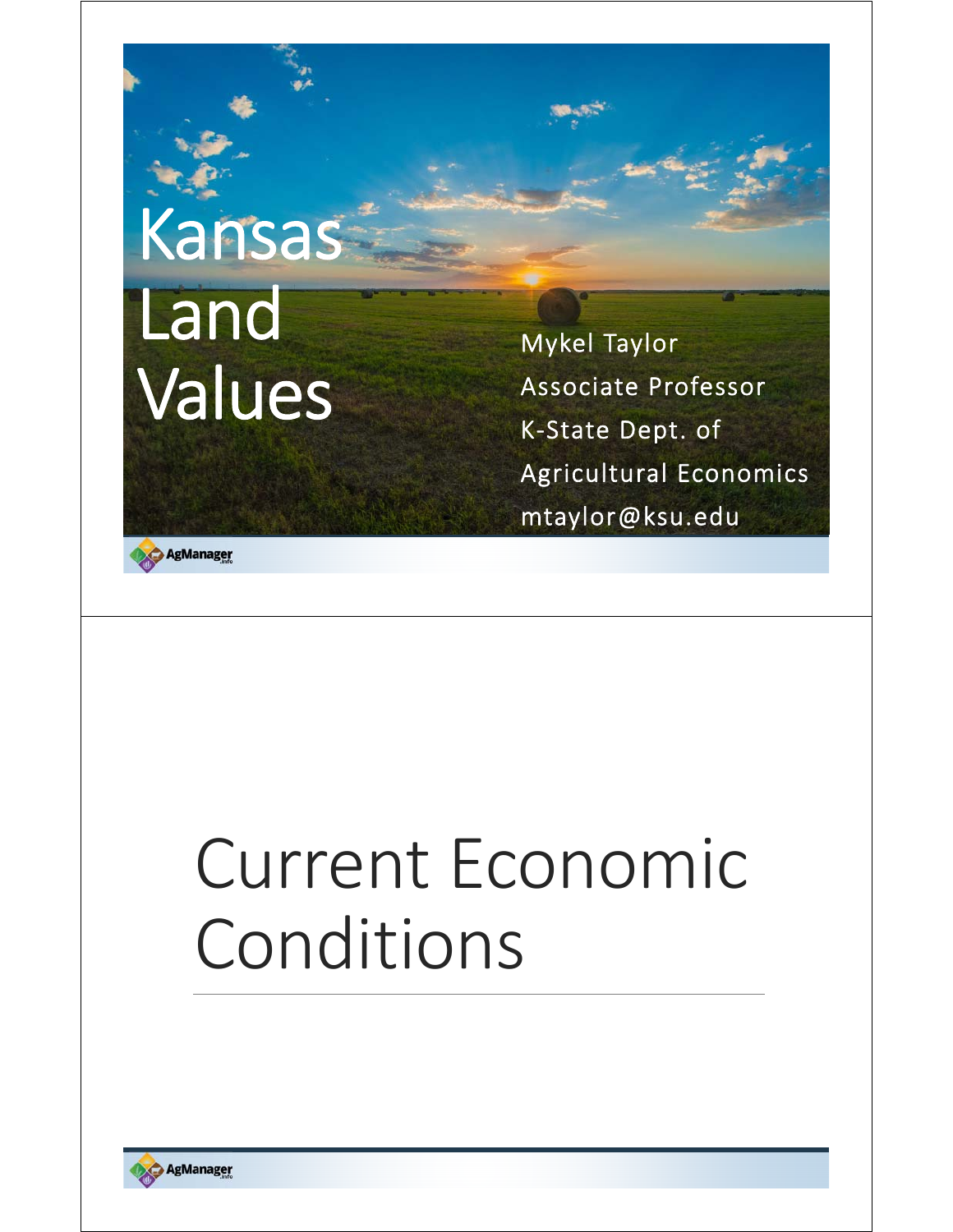# Kansas Land Values

Mykel Taylor

Associate Professor

K-State Dept. of Agricultural Economics

mtaylor@ksu.edu

AgManager.info

# Current Economic Conditions

AgManager.info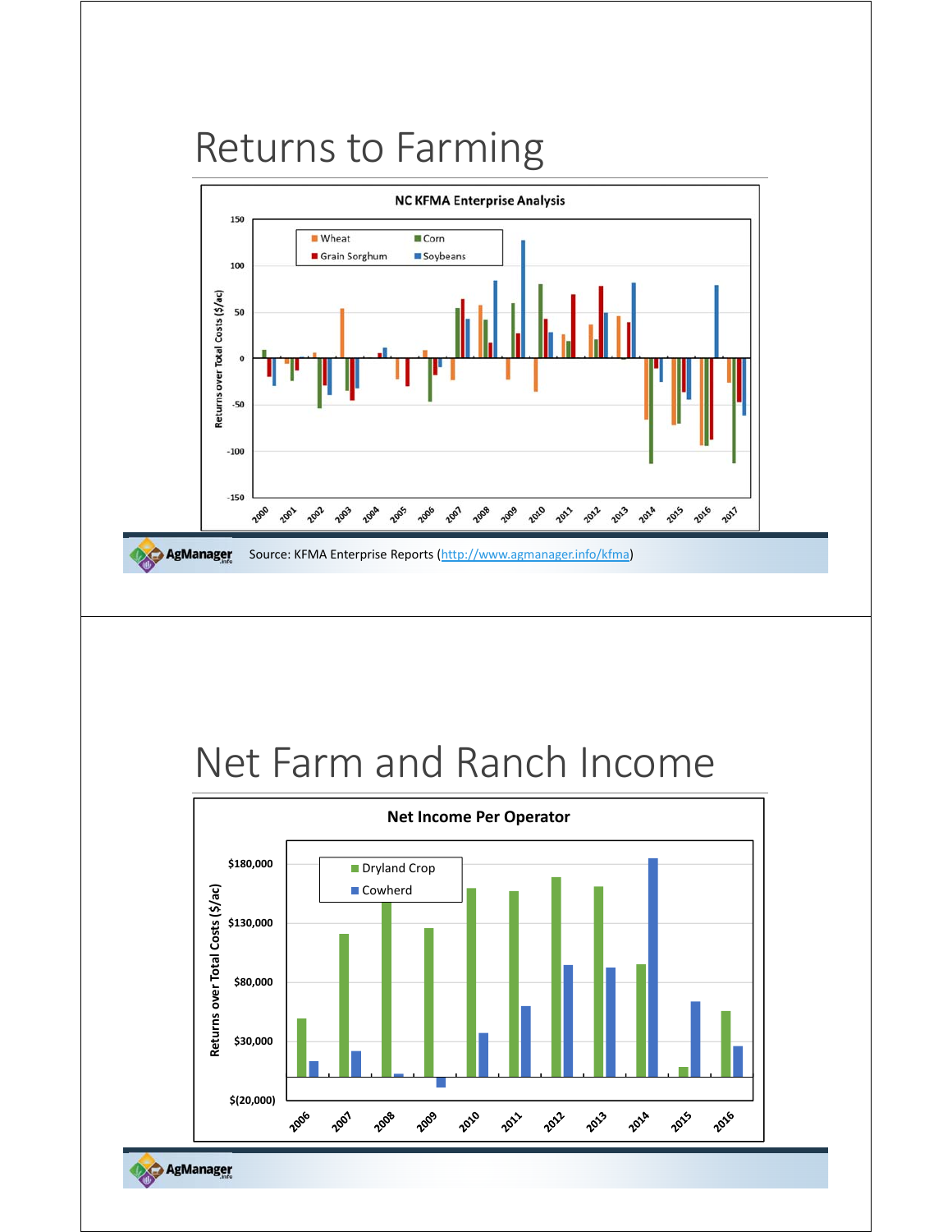# Returns to Farming

**NC KFMA Enterprise Analysis**

Source: KFMA Enterprise Reports (http://www.agmanager.info/kfma)

# Net Farm and Ranch Income

**Net Income Per Operator**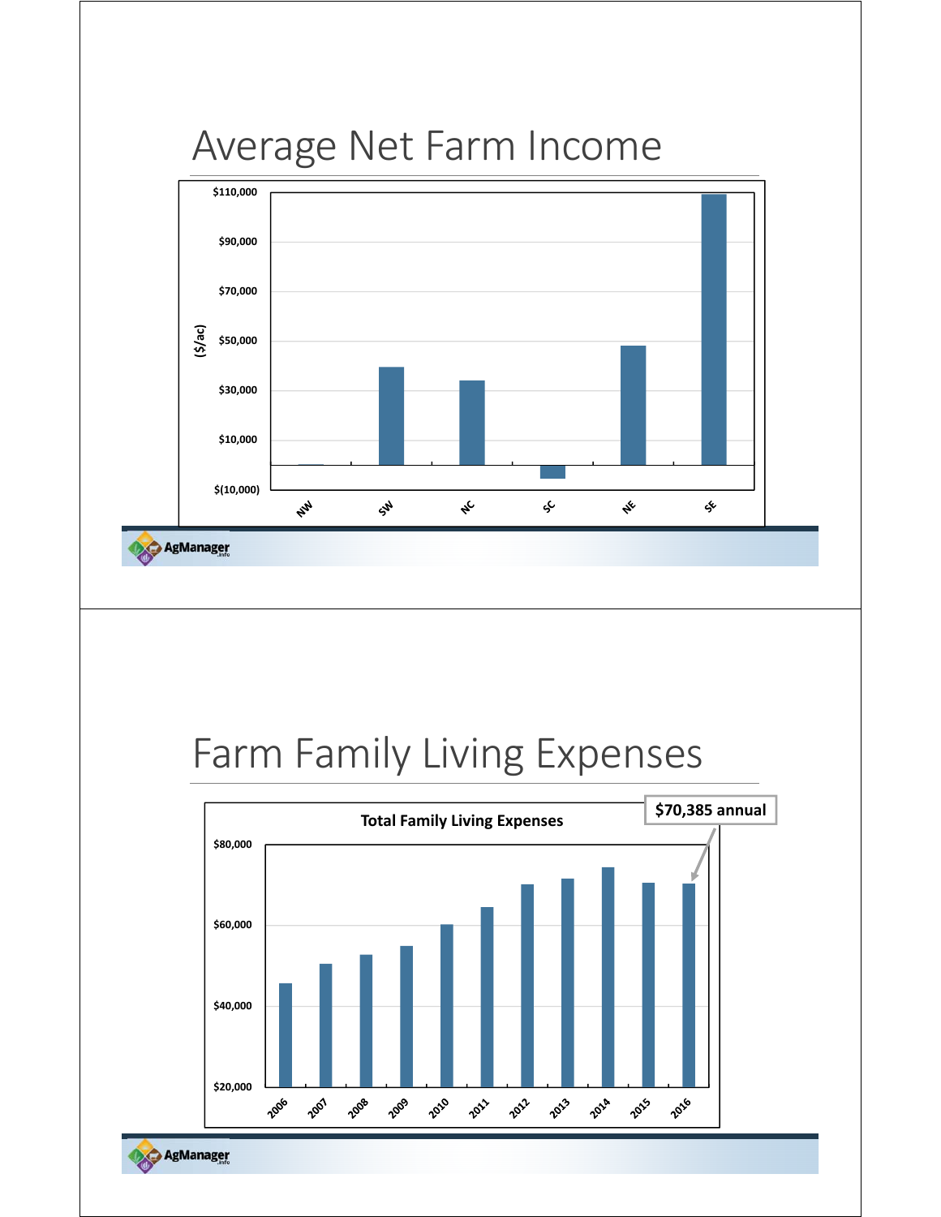# Average Net Farm Income

($/ac)

$110,000
$90,000
$70,000
$50,000
$30,000
$10,000
$(10,000)

NW SW NC SC NE SE

AgManager.info

# Farm Family Living Expenses

Total Family Living Expenses

$70,385 annual

$80,000
$60,000
$40,000
$20,000

2006 2007 2008 2009 2010 2011 2012 2013 2014 2015 2016

AgManager.info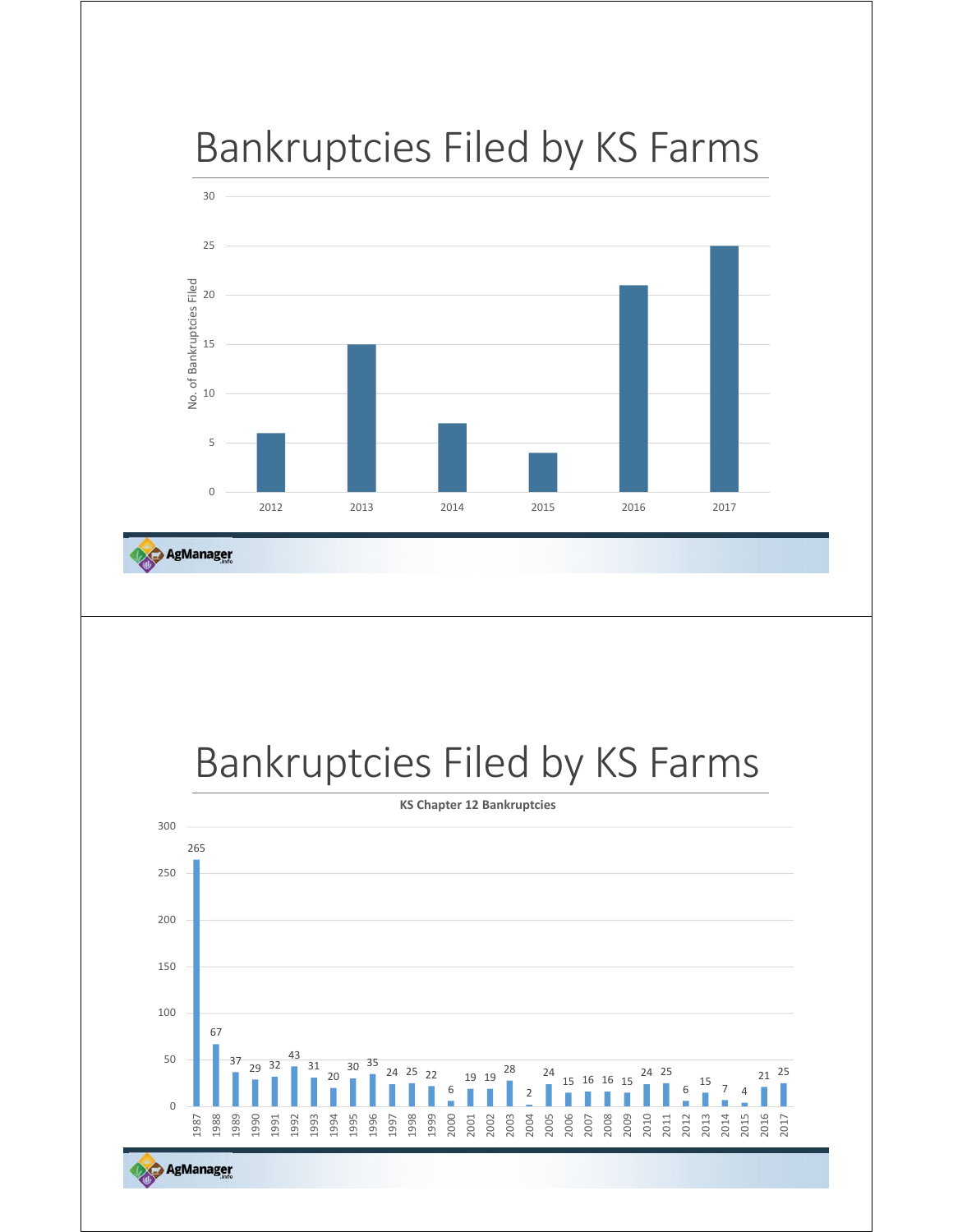# Bankruptcies Filed by KS Farms

| Year | No. of Bankruptcies Filed |
| --- | --- |
| 2012 | 6 |
| 2013 | 15 |
| 2014 | 7 |
| 2015 | 4 |
| 2016 | 21 |
| 2017 | 25 |

# Bankruptcies Filed by KS Farms

**KS Chapter 12 Bankruptcies**

| Year | Bankruptcies |
| --- | --- |
| 1987 | 265 |
| 1988 | 67 |
| 1989 | 37 |
| 1990 | 29 |
| 1991 | 32 |
| 1992 | 43 |
| 1993 | 31 |
| 1994 | 20 |
| 1995 | 30 |
| 1996 | 35 |
| 1997 | 24 |
| 1998 | 25 |
| 1999 | 22 |
| 2000 | 6 |
| 2001 | 19 |
| 2002 | 19 |
| 2003 | 28 |
| 2004 | 2 |
| 2005 | 24 |
| 2006 | 15 |
| 2007 | 16 |
| 2008 | 16 |
| 2009 | 15 |
| 2010 | 24 |
| 2011 | 25 |
| 2012 | 6 |
| 2013 | 15 |
| 2014 | 7 |
| 2015 | 4 |
| 2016 | 21 |
| 2017 | 25 |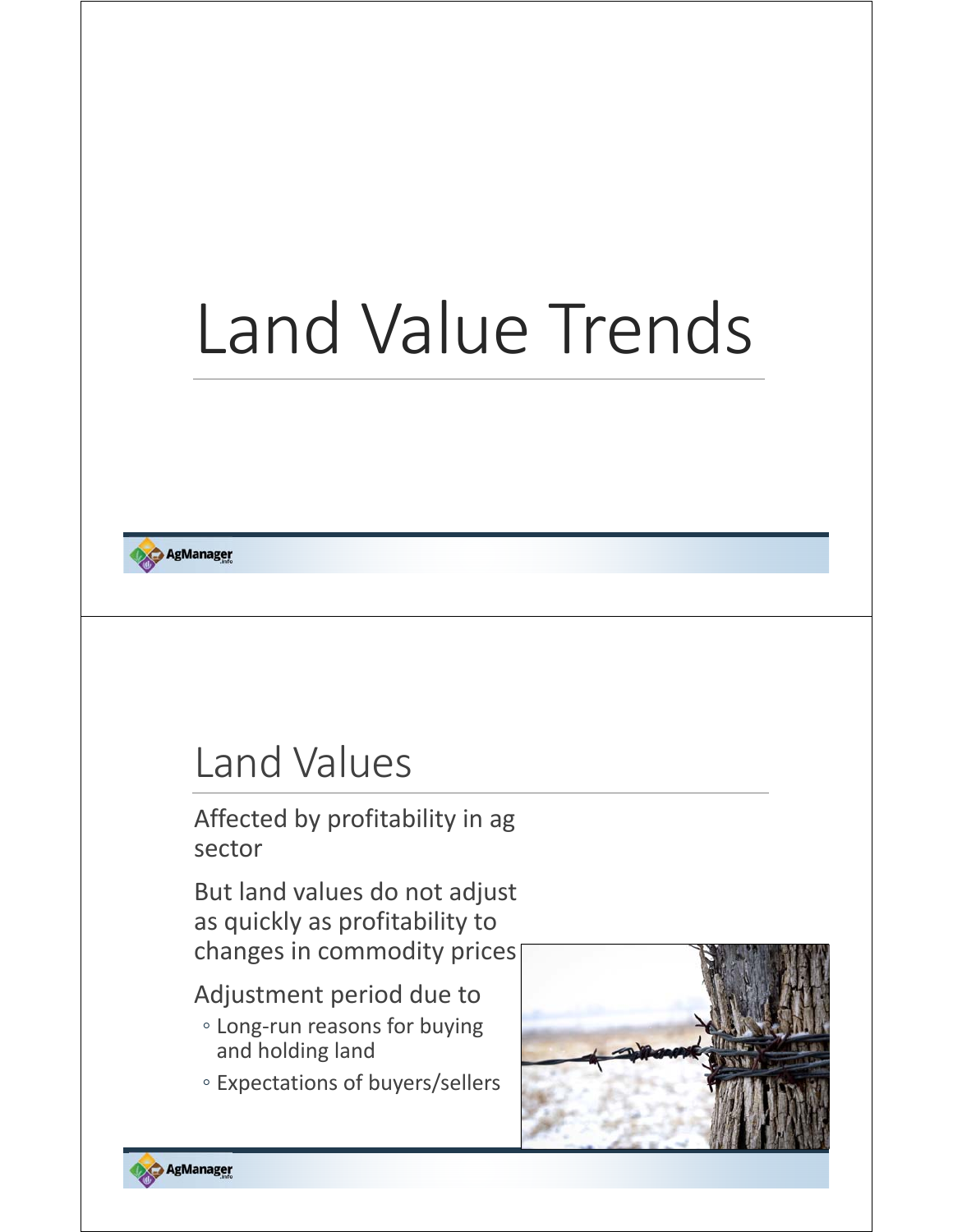# Land Value Trends

## Land Values

Affected by profitability in ag sector

But land values do not adjust as quickly as profitability to changes in commodity prices

Adjustment period due to

- Long-run reasons for buying and holding land
- Expectations of buyers/sellers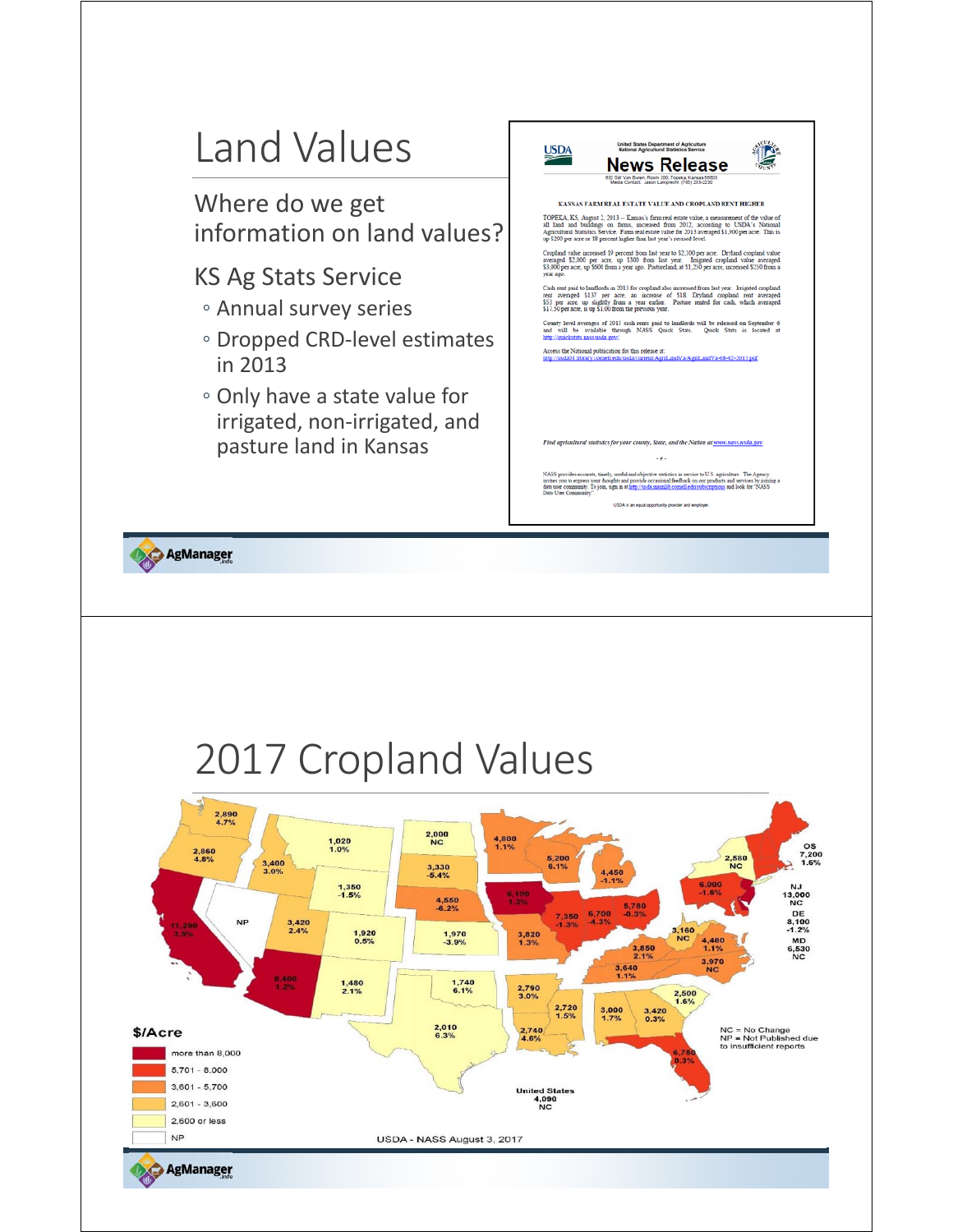# Land Values

## Where do we get information on land values?

## KS Ag Stats Service

- Annual survey series
- Dropped CRD-level estimates in 2013
- Only have a state value for irrigated, non-irrigated, and pasture land in Kansas

USDA — United States Department of Agriculture, National Agricultural Statistics Service

**News Release**

632 SW Van Buren, Room 200, Topeka, Kansas 66603
Media Contact: Jason Lamprecht (785) 233-2230

KANSAS FARM REAL ESTATE VALUE AND CROPLAND RENT HIGHER

TOPEKA, KS, August 2, 2013 – Kansas's farm real estate value, a measurement of the value of all land and buildings on farms, increased from 2012, according to USDA's National Agricultural Statistics Service. Farm real estate value for 2013 averaged $1,900 per acre. This is up $290 per acre or 18 percent higher than last year's revised level.

Cropland value increased 19 percent from last year to $2,100 per acre. Dryland cropland value averaged $2,000 per acre, up $300 from last year. Irrigated cropland value averaged $3,000 per acre, up $600 from a year ago. Pastureland, at $1,250 per acre, increased $250 from a year ago.

Cash rent paid to landlords in 2013 for cropland also increased from last year. Irrigated cropland rent averaged $137 per acre, an increase of $18. Dryland cropland rent averaged $53 per acre, up slightly from a year earlier. Pasture rented for cash, which averaged $17.50 per acre, is up $1.00 from the previous year.

County level averages of 2013 cash rents paid to landlords will be released on September 6 and will be available through NASS Quick Stats. Quick Stats is located at http://quickstats.nass.usda.gov/

Access the National publication for this release at: http://usda01.library.cornell.edu/usda/current/AgriLandVa/AgriLandVa-08-02-2013.pdf

*Find agricultural statistics for your county, State, and the Nation at www.nass.usda.gov*

-#-

NASS provides accurate, timely, useful and objective statistics in service to U.S. agriculture. The Agency invites you to express your thoughts and provide occasional feedback on our products and services by joining a data user community. To join, sign in at http://usda.mannlib.cornell.edu/subscriptions and look for "NASS Data User Community".

USDA is an equal opportunity provider and employer.

AgManager.info

# 2017 Cropland Values

| State | $/Acre | Change |
|---|---|---|
| WA | 2,890 | 4.7% |
| OR | 2,860 | 4.8% |
| CA | 11,290 | 3.5% |
| NV | NP | |
| ID | 3,400 | 3.0% |
| MT | 1,020 | 1.0% |
| WY | 1,350 | -1.5% |
| UT | 3,420 | 2.4% |
| AZ | 8,400 | 1.2% |
| CO | 1,920 | 0.5% |
| NM | 1,480 | 2.1% |
| ND | 2,000 | NC |
| SD | 3,330 | -5.4% |
| NE | 4,550 | -6.2% |
| KS | 1,970 | -3.9% |
| OK | 1,740 | 6.1% |
| TX | 2,010 | 6.3% |
| MN | 4,800 | 1.1% |
| IA | 8,100 | 1.3% |
| MO | 3,820 | 1.3% |
| AR | 2,790 | 3.0% |
| LA | 2,740 | 4.6% |
| WI | 5,200 | 6.1% |
| IL | 7,350 | -1.3% |
| MI | 4,450 | -1.1% |
| IN | 6,700 | -4.3% |
| OH | 5,780 | -0.3% |
| KY | 3,850 | 2.1% |
| TN | 3,640 | 1.1% |
| MS | 2,720 | 1.5% |
| AL | 3,000 | 1.7% |
| GA | 3,420 | 0.3% |
| FL | 6,750 | 0.3% |
| SC | 2,500 | 1.6% |
| NC | 3,970 | NC |
| VA | 4,480 | 1.1% |
| WV | 3,160 | NC |
| PA | 6,000 | -1.6% |
| NY | 2,580 | NC |
| OS | 7,200 | 1.6% |
| NJ | 13,000 | NC |
| DE | 8,100 | -1.2% |
| MD | 6,530 | NC |
| United States | 4,090 | NC |

$/Acre
- more than 8,000
- 5,701 - 8,000
- 3,601 - 5,700
- 2,601 - 3,600
- 2,600 or less
- NP

NC = No Change
NP = Not Published due to insufficient reports

USDA - NASS August 3, 2017

AgManager.info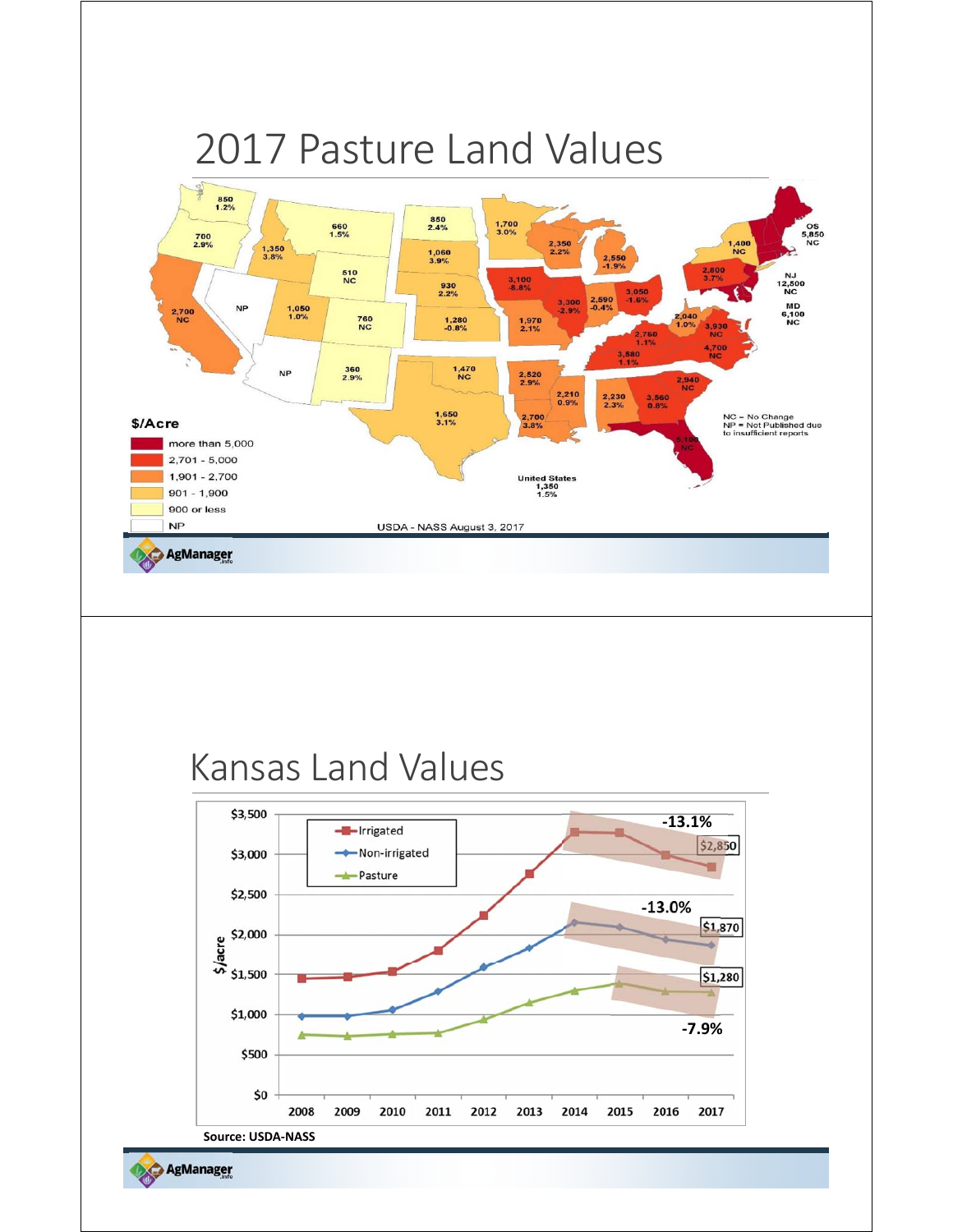# 2017 Pasture Land Values

| State | $/Acre | Change |
|---|---|---|
| WA | 850 | 1.2% |
| OR | 700 | 2.9% |
| CA | 2,700 | NC |
| NV | NP | |
| ID | 1,350 | 3.8% |
| MT | 660 | 1.5% |
| WY | 510 | NC |
| UT | 1,050 | 1.0% |
| AZ | NP | |
| CO | 760 | NC |
| NM | 360 | 2.9% |
| ND | 850 | 2.4% |
| SD | 1,060 | 3.9% |
| NE | 930 | 2.2% |
| KS | 1,280 | -0.8% |
| OK | 1,470 | NC |
| TX | 1,650 | 3.1% |
| MN | 1,700 | 3.0% |
| IA | 3,100 | -8.8% |
| MO | 1,970 | 2.1% |
| AR | 2,520 | 2.9% |
| LA | 2,700 | 3.8% |
| WI | 2,350 | 2.2% |
| IL | 3,300 | -2.9% |
| MI | 2,550 | -1.9% |
| IN | 2,590 | -0.4% |
| OH | 3,050 | -1.6% |
| KY | 2,760 | 1.1% |
| TN | 3,580 | 1.1% |
| MS | 2,210 | 0.9% |
| AL | 2,230 | 2.3% |
| GA | 3,560 | 0.8% |
| FL | 5,100 | NC |
| SC | 2,940 | NC |
| NC | 4,700 | NC |
| VA | 3,930 | NC |
| WV | 2,040 | 1.0% |
| PA | 2,800 | 3.7% |
| NY | 1,400 | NC |
| OS | 5,850 | NC |
| NJ | 12,500 | NC |
| MD | 6,100 | NC |
| United States | 1,350 | 1.5% |

**$/Acre**
- more than 5,000
- 2,701 - 5,000
- 1,901 - 2,700
- 901 - 1,900
- 900 or less
- NP

NC = No Change
NP = Not Published due to insufficient reports

USDA - NASS August 3, 2017

# Kansas Land Values

| Year | Irrigated | Non-irrigated | Pasture |
|---|---|---|---|
| 2017 | $2,850 | $1,870 | $1,280 |

- Irrigated: -13.1%
- Non-irrigated: -13.0%
- Pasture: -7.9%

Source: USDA-NASS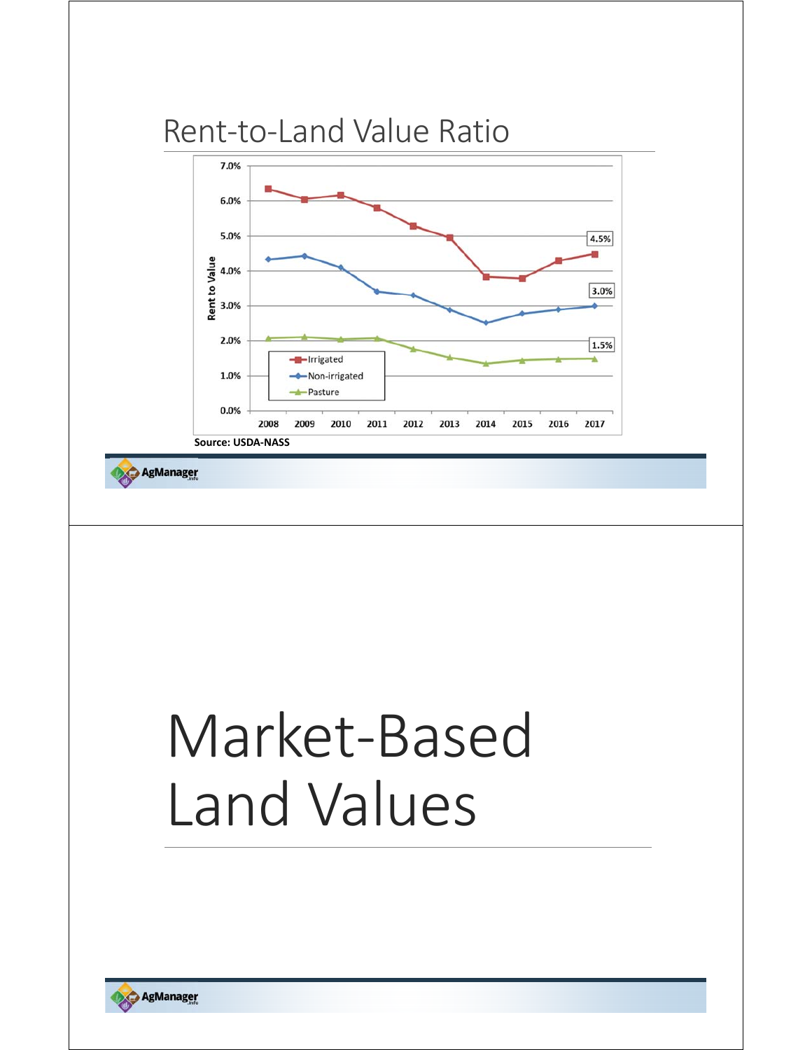# Rent-to-Land Value Ratio

Rent to Value

7.0%
6.0%
5.0%
4.0%
3.0%
2.0%
1.0%
0.0%

2008 2009 2010 2011 2012 2013 2014 2015 2016 2017

- Irrigated
- Non-irrigated
- Pasture

4.5%
3.0%
1.5%

Source: USDA-NASS

# Market-Based Land Values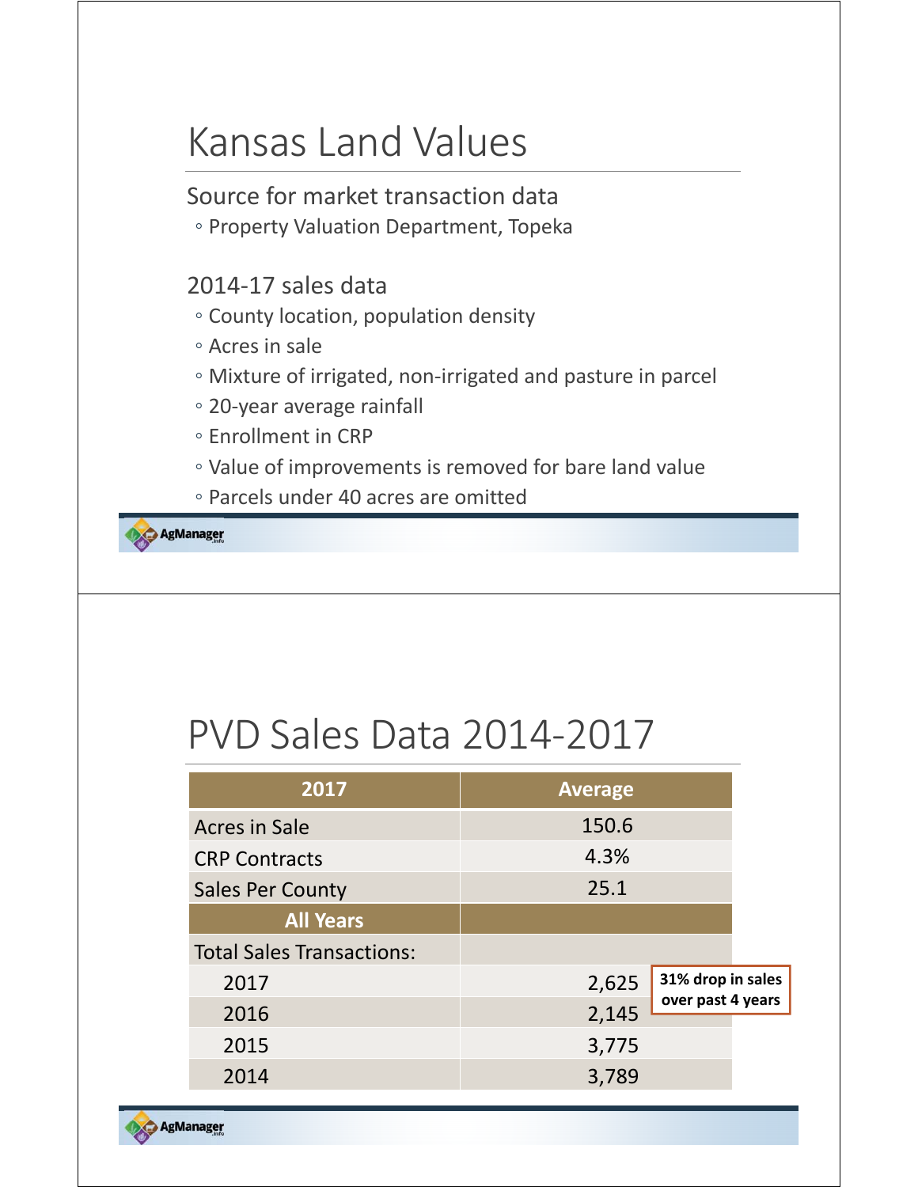# Kansas Land Values

Source for market transaction data

- Property Valuation Department, Topeka

2014-17 sales data

- County location, population density
- Acres in sale
- Mixture of irrigated, non-irrigated and pasture in parcel
- 20-year average rainfall
- Enrollment in CRP
- Value of improvements is removed for bare land value
- Parcels under 40 acres are omitted

# PVD Sales Data 2014-2017

| 2017 | Average |
|---|---|
| Acres in Sale | 150.6 |
| CRP Contracts | 4.3% |
| Sales Per County | 25.1 |
| **All Years** | |
| Total Sales Transactions: | |
| 2017 | 2,625 |
| 2016 | 2,145 |
| 2015 | 3,775 |
| 2014 | 3,789 |

**31% drop in sales over past 4 years**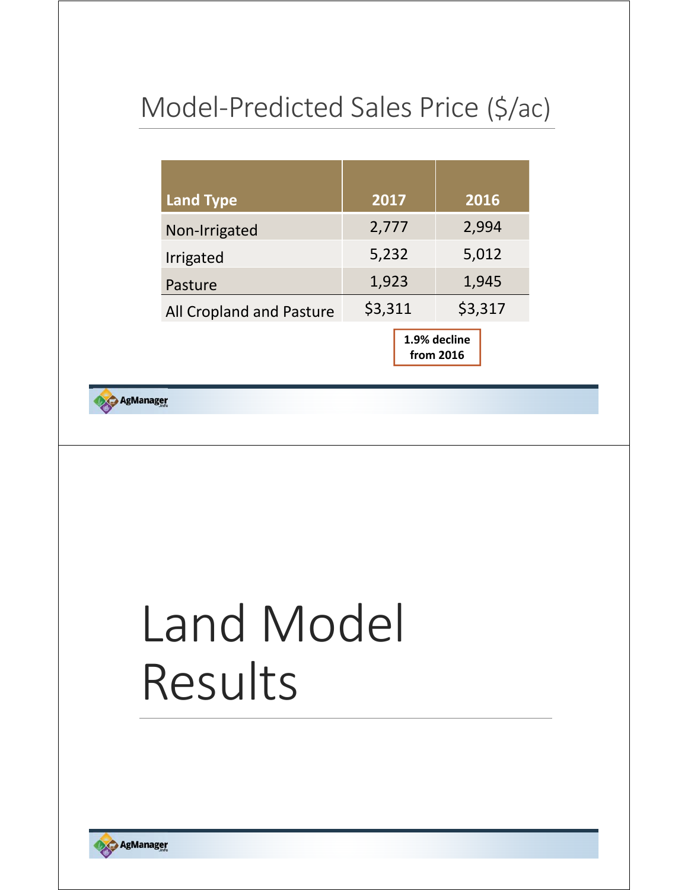## Model-Predicted Sales Price ($/ac)

| Land Type | 2017 | 2016 |
|---|---|---|
| Non-Irrigated | 2,777 | 2,994 |
| Irrigated | 5,232 | 5,012 |
| Pasture | 1,923 | 1,945 |
| All Cropland and Pasture | $3,311 | $3,317 |

**1.9% decline from 2016**

# Land Model Results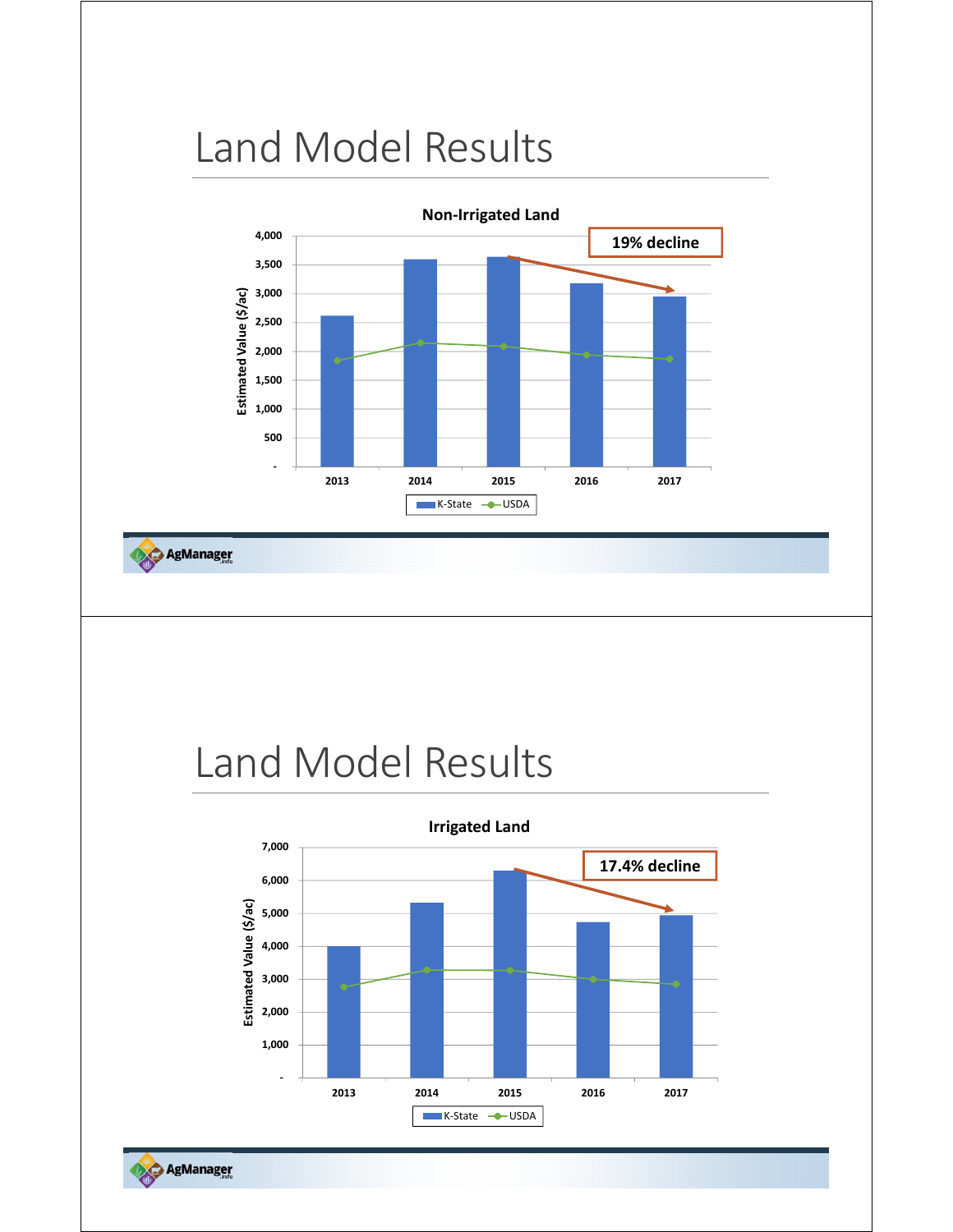# Land Model Results

**Non-Irrigated Land**

19% decline

Estimated Value ($/ac)

4,000
3,500
3,000
2,500
2,000
1,500
1,000
500
-

2013 2014 2015 2016 2017

K-State USDA

AgManager.info

# Land Model Results

**Irrigated Land**

17.4% decline

Estimated Value ($/ac)

7,000
6,000
5,000
4,000
3,000
2,000
1,000
-

2013 2014 2015 2016 2017

K-State USDA

AgManager.info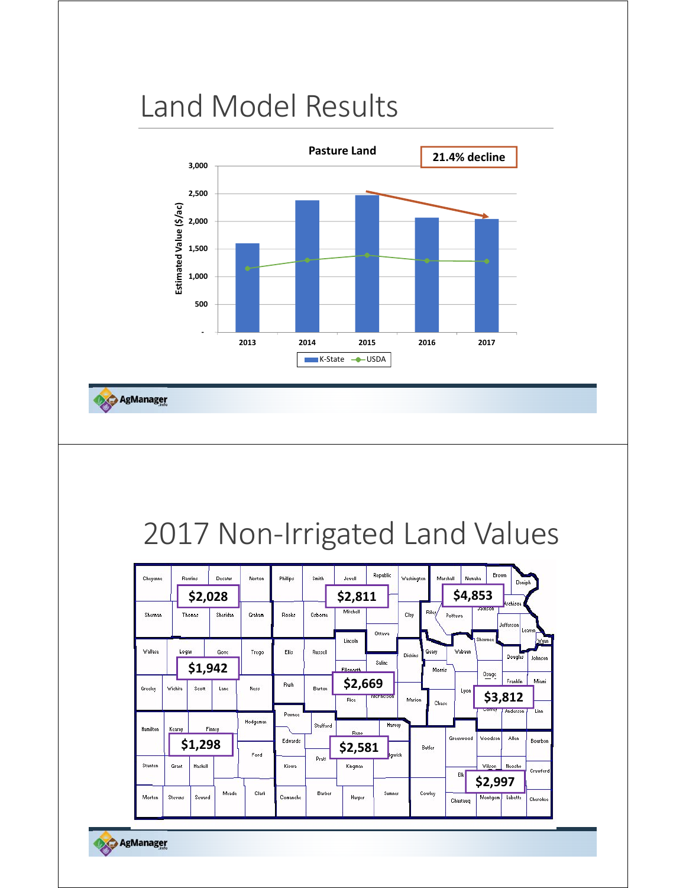# Land Model Results

**Pasture Land**

**21.4% decline**

| Year | K-State (Estimated Value $/ac) | USDA (Estimated Value $/ac) |
|---|---|---|
| 2013 | ~1,600 | ~1,150 |
| 2014 | ~2,380 | ~1,300 |
| 2015 | ~2,470 | ~1,390 |
| 2016 | ~2,060 | ~1,290 |
| 2017 | ~2,040 | ~1,280 |

# 2017 Non-Irrigated Land Values

| Region | Value |
|---|---|
| Northwest | $2,028 |
| North Central | $2,811 |
| Northeast | $4,853 |
| West Central | $1,942 |
| Central | $2,669 |
| East Central | $3,812 |
| Southwest | $1,298 |
| South Central | $2,581 |
| Southeast | $2,997 |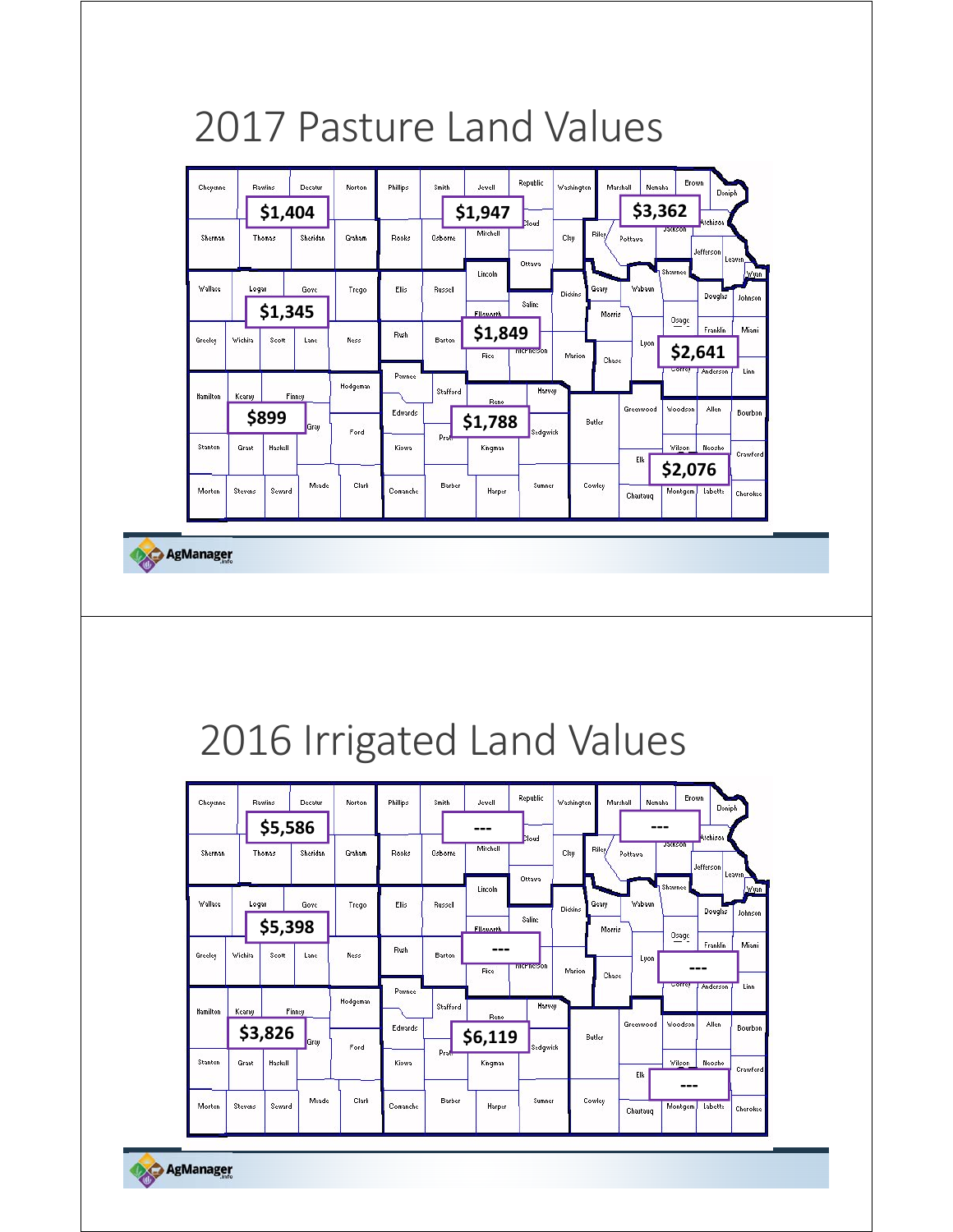# 2017 Pasture Land Values

| Region | Value |
| --- | --- |
| Northwest | $1,404 |
| North Central | $1,947 |
| Northeast | $3,362 |
| West Central | $1,345 |
| Central | $1,849 |
| East Central | $2,641 |
| Southwest | $899 |
| South Central | $1,788 |
| Southeast | $2,076 |

# 2016 Irrigated Land Values

| Region | Value |
| --- | --- |
| Northwest | $5,586 |
| North Central | --- |
| Northeast | --- |
| West Central | $5,398 |
| Central | --- |
| East Central | --- |
| Southwest | $3,826 |
| South Central | $6,119 |
| Southeast | --- |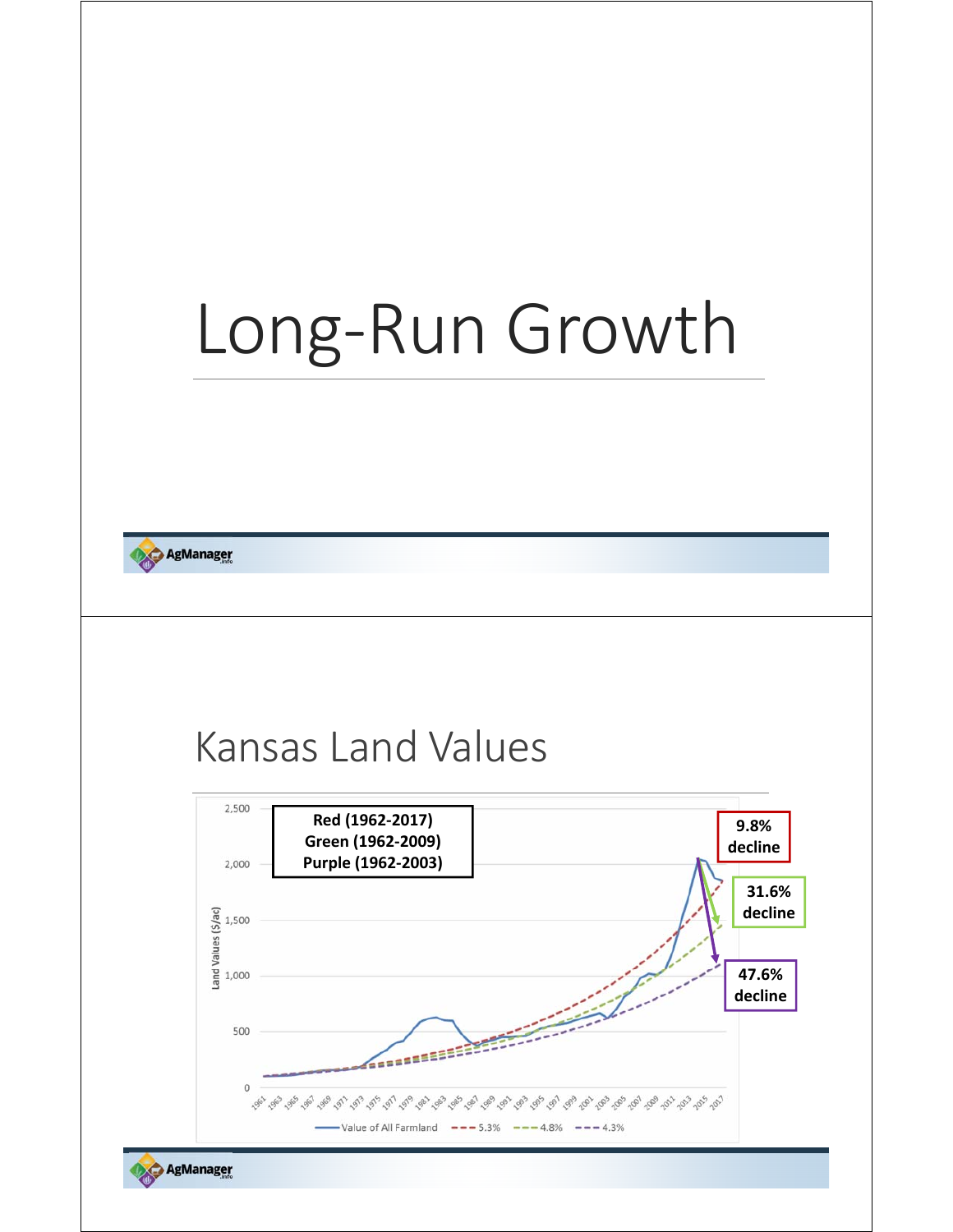# Long-Run Growth

## Kansas Land Values

Red (1962-2017)
Green (1962-2009)
Purple (1962-2003)

9.8% decline

31.6% decline

47.6% decline

Land Values ($/ac)

Value of All Farmland — 5.3% — 4.8% — 4.3%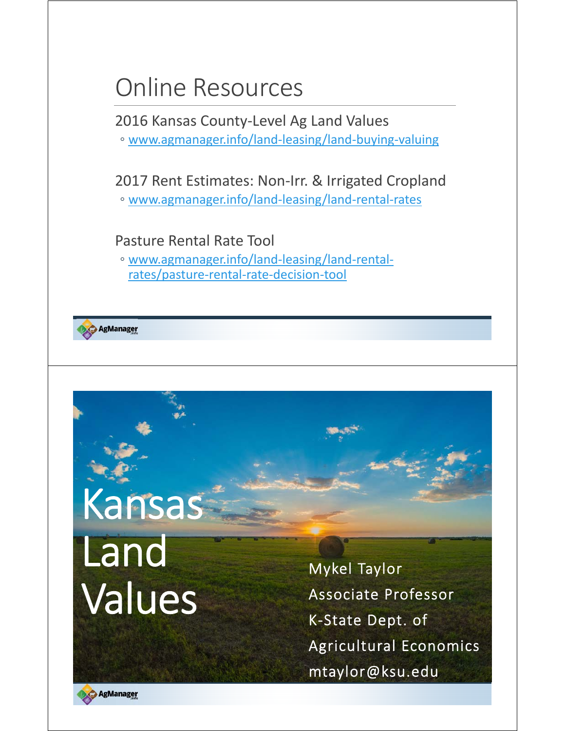# Online Resources

2016 Kansas County-Level Ag Land Values

- www.agmanager.info/land-leasing/land-buying-valuing

2017 Rent Estimates: Non-Irr. & Irrigated Cropland

- www.agmanager.info/land-leasing/land-rental-rates

Pasture Rental Rate Tool

- www.agmanager.info/land-leasing/land-rental-rates/pasture-rental-rate-decision-tool

AgManager.info

# Kansas Land Values

Mykel Taylor
Associate Professor
K-State Dept. of Agricultural Economics
mtaylor@ksu.edu

AgManager.info